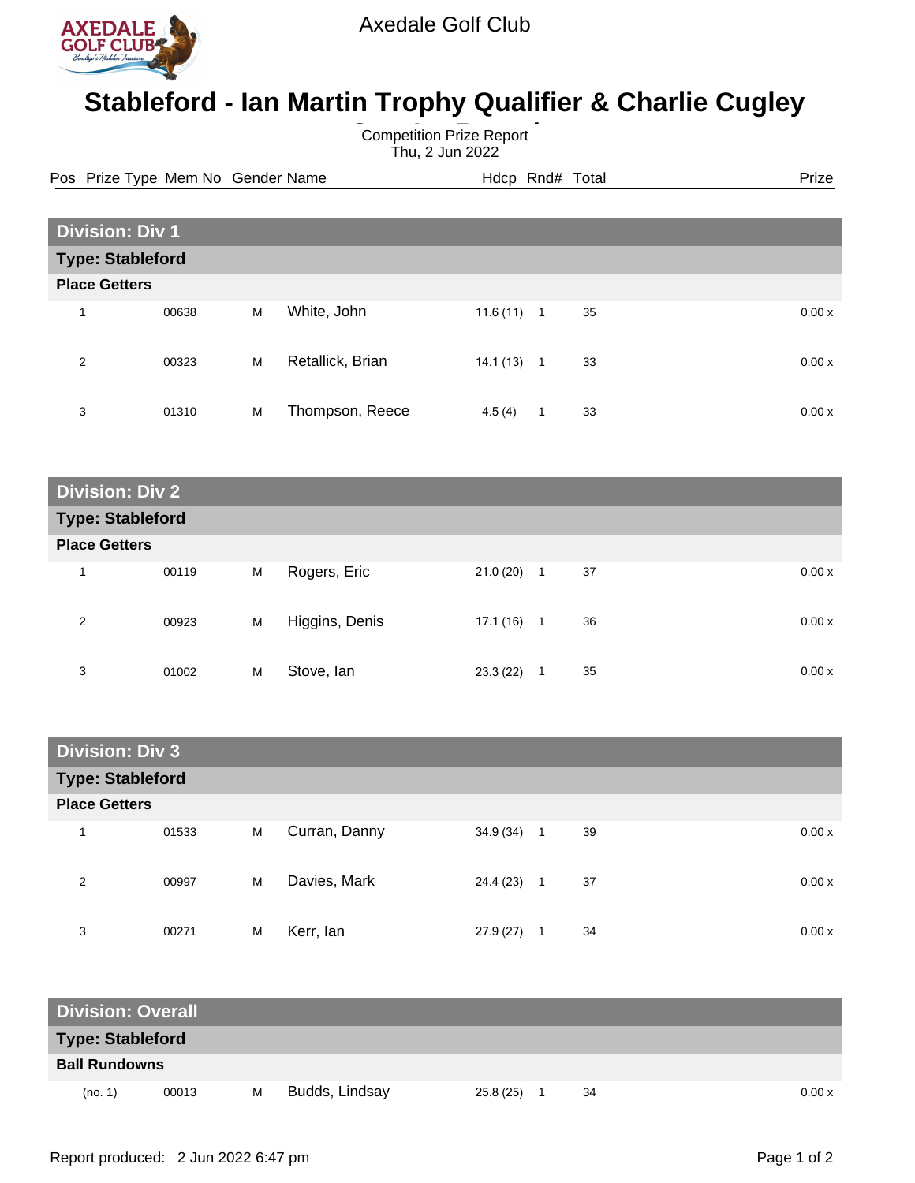Axedale Golf Club

# Stableford - Ian Martin Trophy Qualifier & Charlie Cugley

Competition Prize Report
Thu, 2 Jun 2022

| Pos | Prize Type | Mem No | Gender | Name | Hdcp | Rnd# | Total | Prize |
|---|---|---|---|---|---|---|---|---|
| **Division: Div 1** | | | | | | | | |
| **Type: Stableford** | | | | | | | | |
| **Place Getters** | | | | | | | | |
| 1 | | 00638 | M | White, John | 11.6 (11) | 1 | 35 | 0.00 x |
| 2 | | 00323 | M | Retallick, Brian | 14.1 (13) | 1 | 33 | 0.00 x |
| 3 | | 01310 | M | Thompson, Reece | 4.5 (4) | 1 | 33 | 0.00 x |
| **Division: Div 2** | | | | | | | | |
| **Type: Stableford** | | | | | | | | |
| **Place Getters** | | | | | | | | |
| 1 | | 00119 | M | Rogers, Eric | 21.0 (20) | 1 | 37 | 0.00 x |
| 2 | | 00923 | M | Higgins, Denis | 17.1 (16) | 1 | 36 | 0.00 x |
| 3 | | 01002 | M | Stove, Ian | 23.3 (22) | 1 | 35 | 0.00 x |
| **Division: Div 3** | | | | | | | | |
| **Type: Stableford** | | | | | | | | |
| **Place Getters** | | | | | | | | |
| 1 | | 01533 | M | Curran, Danny | 34.9 (34) | 1 | 39 | 0.00 x |
| 2 | | 00997 | M | Davies, Mark | 24.4 (23) | 1 | 37 | 0.00 x |
| 3 | | 00271 | M | Kerr, Ian | 27.9 (27) | 1 | 34 | 0.00 x |
| **Division: Overall** | | | | | | | | |
| **Type: Stableford** | | | | | | | | |
| **Ball Rundowns** | | | | | | | | |
| (no. 1) | | 00013 | M | Budds, Lindsay | 25.8 (25) | 1 | 34 | 0.00 x |

Report produced: 2 Jun 2022 6:47 pm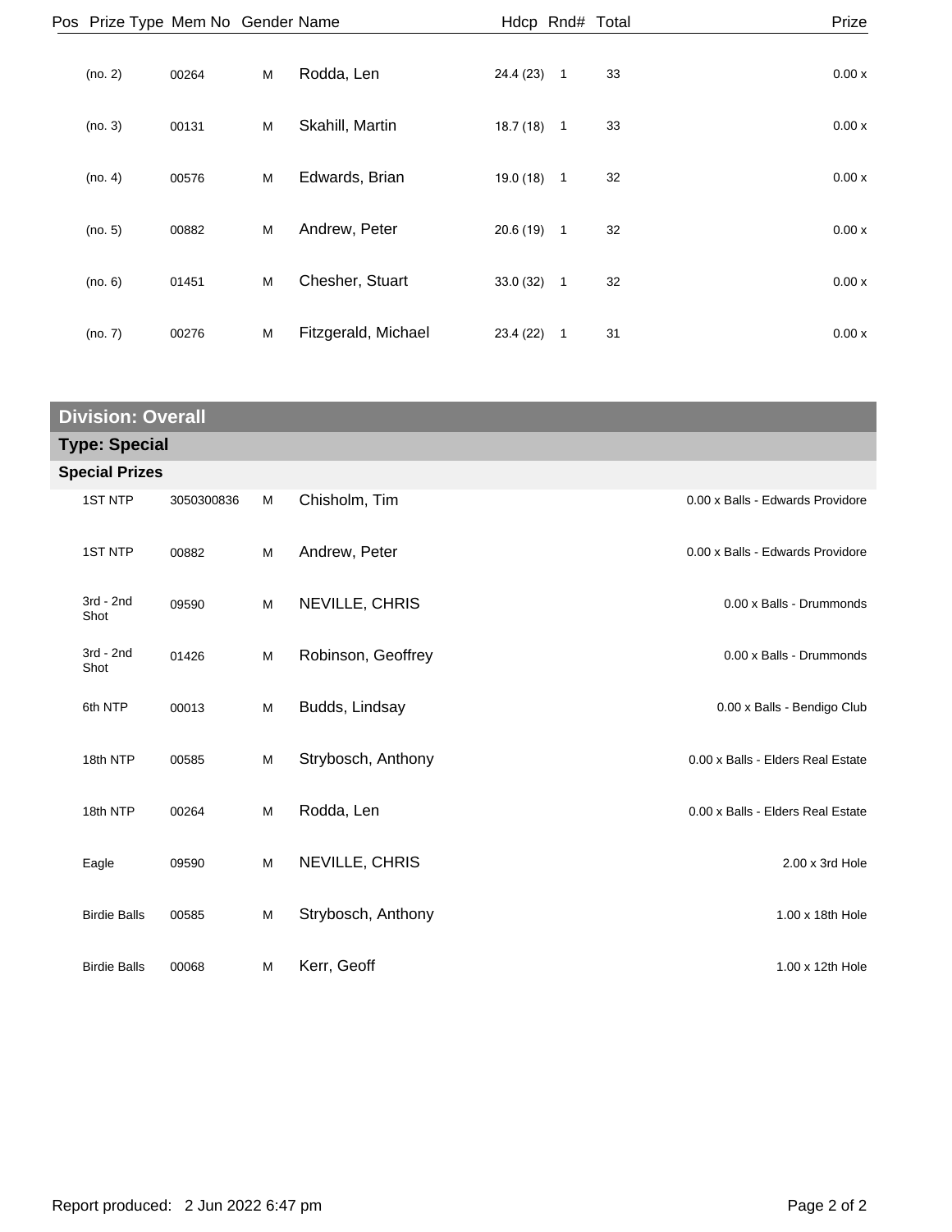| Pos | Prize Type | Mem No | Gender | Name | Hdcp | Rnd# | Total | Prize |
|---|---|---|---|---|---|---|---|---|
| | (no. 2) | 00264 | M | Rodda, Len | 24.4 (23) | 1 | 33 | 0.00 x |
| | (no. 3) | 00131 | M | Skahill, Martin | 18.7 (18) | 1 | 33 | 0.00 x |
| | (no. 4) | 00576 | M | Edwards, Brian | 19.0 (18) | 1 | 32 | 0.00 x |
| | (no. 5) | 00882 | M | Andrew, Peter | 20.6 (19) | 1 | 32 | 0.00 x |
| | (no. 6) | 01451 | M | Chesher, Stuart | 33.0 (32) | 1 | 32 | 0.00 x |
| | (no. 7) | 00276 | M | Fitzgerald, Michael | 23.4 (22) | 1 | 31 | 0.00 x |

## Division: Overall

### Type: Special

#### Special Prizes

| | | | | |
|---|---|---|---|---|
| 1ST NTP | 3050300836 | M | Chisholm, Tim | 0.00 x Balls - Edwards Providore |
| 1ST NTP | 00882 | M | Andrew, Peter | 0.00 x Balls - Edwards Providore |
| 3rd - 2nd Shot | 09590 | M | NEVILLE, CHRIS | 0.00 x Balls - Drummonds |
| 3rd - 2nd Shot | 01426 | M | Robinson, Geoffrey | 0.00 x Balls - Drummonds |
| 6th NTP | 00013 | M | Budds, Lindsay | 0.00 x Balls - Bendigo Club |
| 18th NTP | 00585 | M | Strybosch, Anthony | 0.00 x Balls - Elders Real Estate |
| 18th NTP | 00264 | M | Rodda, Len | 0.00 x Balls - Elders Real Estate |
| Eagle | 09590 | M | NEVILLE, CHRIS | 2.00 x 3rd Hole |
| Birdie Balls | 00585 | M | Strybosch, Anthony | 1.00 x 18th Hole |
| Birdie Balls | 00068 | M | Kerr, Geoff | 1.00 x 12th Hole |

Report produced: 2 Jun 2022 6:47 pm